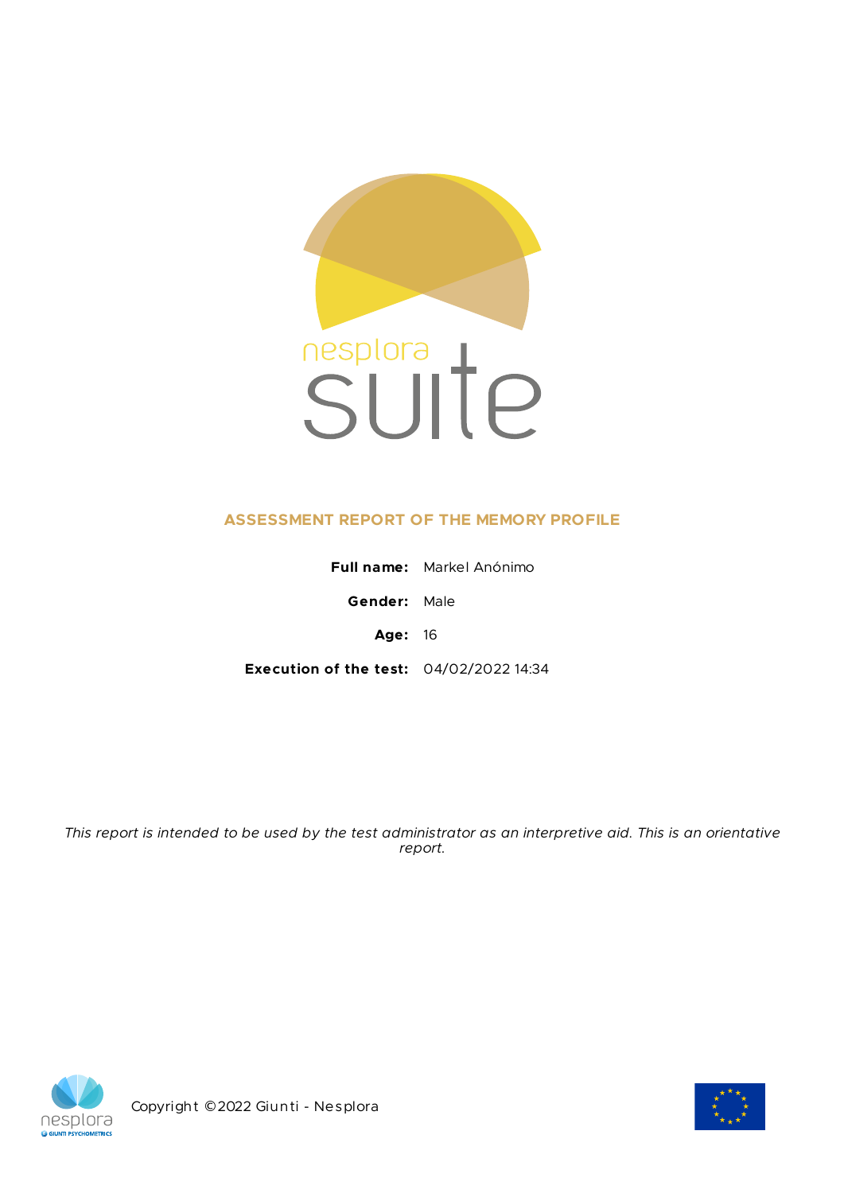nesplora suite

## ASSESSMENT REPORT OF THE MEMORY PROFILE

**Full name:** Markel Anónimo

**Gender:** Male

**Age:** 16

**Execution of the test:** 04/02/2022 14:34

*This report is intended to be used by the test administrator as an interpretive aid. This is an orientative report.*

Copyright ©2022 Giunti - Nesplora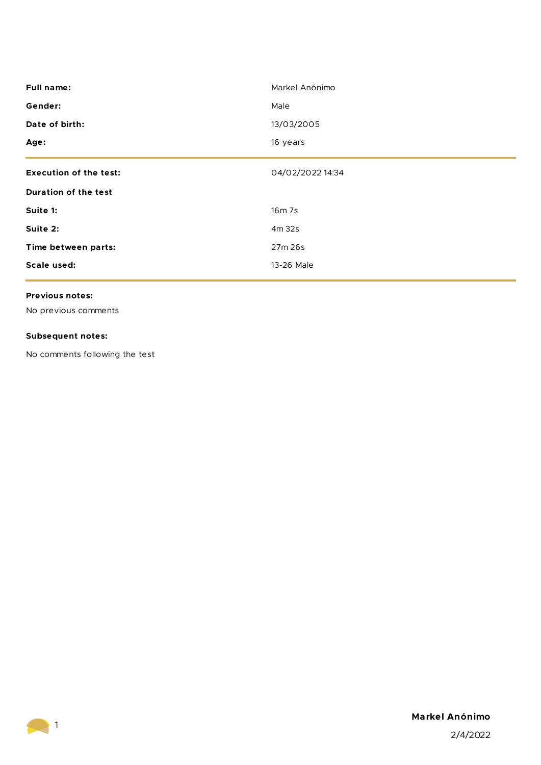| | |
|---|---|
| **Full name:** | Markel Anónimo |
| **Gender:** | Male |
| **Date of birth:** | 13/03/2005 |
| **Age:** | 16 years |

| | |
|---|---|
| **Execution of the test:** | 04/02/2022 14:34 |
| **Duration of the test** | |
| **Suite 1:** | 16m 7s |
| **Suite 2:** | 4m 32s |
| **Time between parts:** | 27m 26s |
| **Scale used:** | 13-26 Male |

**Previous notes:**

No previous comments

**Subsequent notes:**

No comments following the test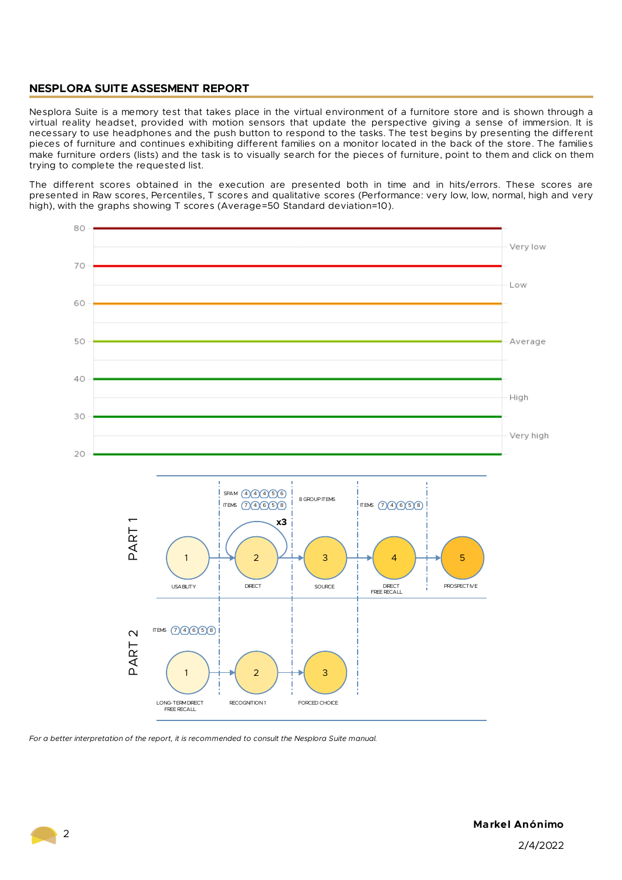## NESPLORA SUITE ASSESMENT REPORT

Nesplora Suite is a memory test that takes place in the virtual environment of a furnitore store and is shown through a virtual reality headset, provided with motion sensors that update the perspective giving a sense of immersion. It is necessary to use headphones and the push button to respond to the tasks. The test begins by presenting the different pieces of furniture and continues exhibiting different families on a monitor located in the back of the store. The families make furniture orders (lists) and the task is to visually search for the pieces of furniture, point to them and click on them trying to complete the requested list.

The different scores obtained in the execution are presented both in time and in hits/errors. These scores are presented in Raw scores, Percentiles, T scores and qualitative scores (Performance: very low, low, normal, high and very high), with the graphs showing T scores (Average=50 Standard deviation=10).

*For a better interpretation of the report, it is recommended to consult the Nesplora Suite manual.*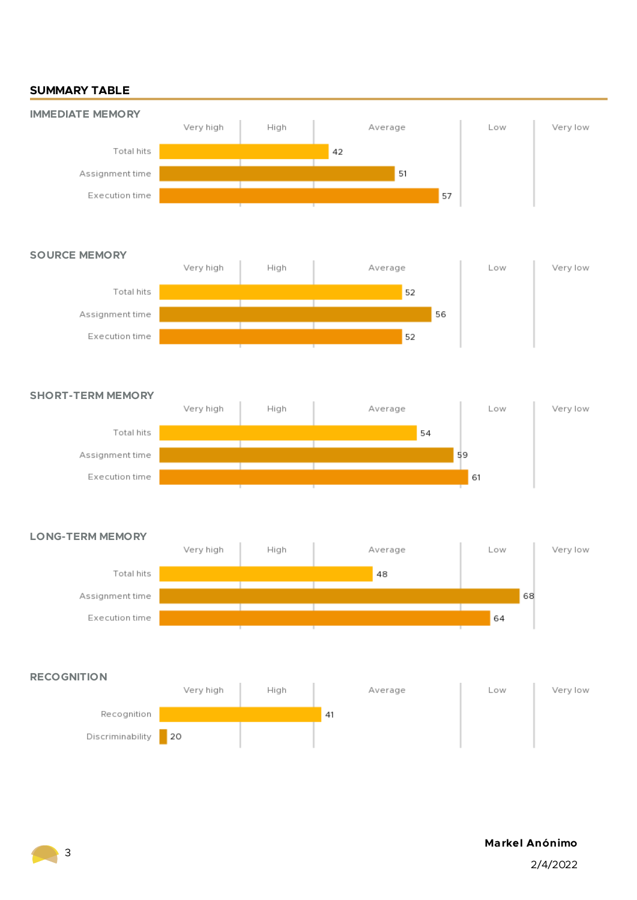## SUMMARY TABLE

### IMMEDIATE MEMORY

| | Score |
|---|---|
| Total hits | 42 |
| Assignment time | 51 |
| Execution time | 57 |

### SOURCE MEMORY

| | Score |
|---|---|
| Total hits | 52 |
| Assignment time | 56 |
| Execution time | 52 |

### SHORT-TERM MEMORY

| | Score |
|---|---|
| Total hits | 54 |
| Assignment time | 59 |
| Execution time | 61 |

### LONG-TERM MEMORY

| | Score |
|---|---|
| Total hits | 48 |
| Assignment time | 68 |
| Execution time | 64 |

### RECOGNITION

| | Score |
|---|---|
| Recognition | 41 |
| Discriminability | 20 |

Scale categories: Very high | High | Average | Low | Very low

**Markel Anónimo**

2/4/2022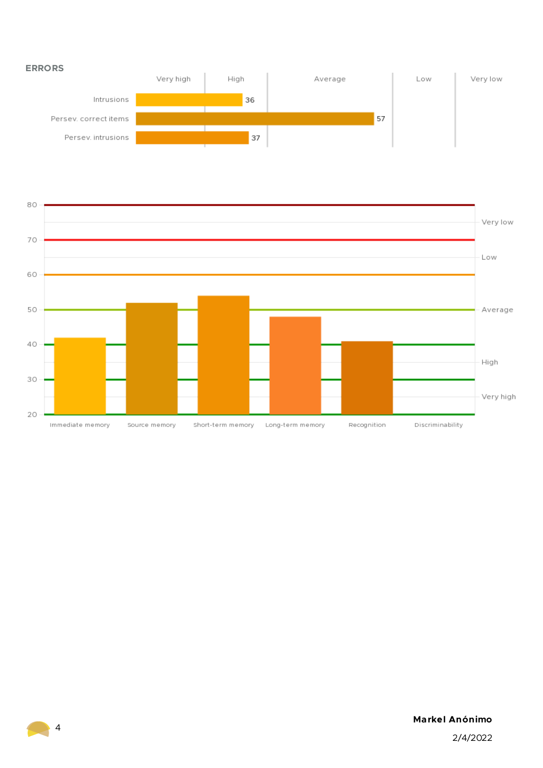## ERRORS

| | Score | Category |
|---|---|---|
| Intrusions | 36 | High |
| Persev. correct items | 57 | Average |
| Persev. intrusions | 37 | High |

Scale: Very high | High | Average | Low | Very low

| Scale | Immediate memory | Source memory | Short-term memory | Long-term memory | Recognition | Discriminability |
|---|---|---|---|---|---|---|
| Score (approx.) | 42 | 52 | 54 | 48 | 41 | |

Axis: 20–80 (Very high, High, Average, Low, Very low)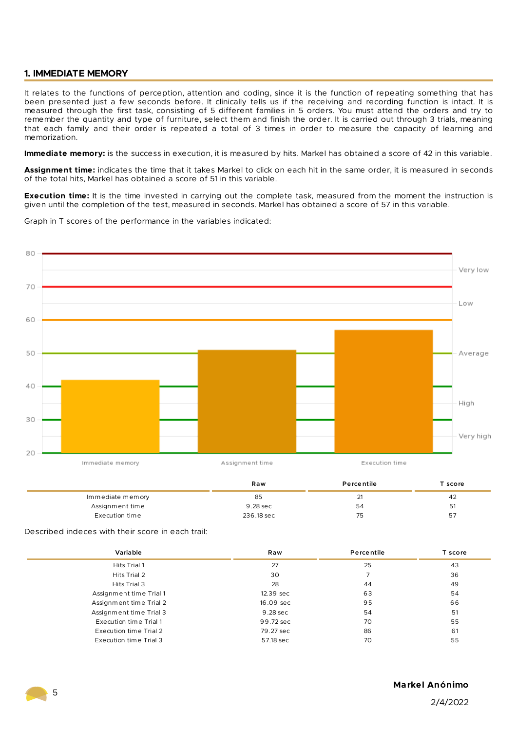## 1. IMMEDIATE MEMORY

It relates to the functions of perception, attention and coding, since it is the function of repeating something that has been presented just a few seconds before. It clinically tells us if the receiving and recording function is intact. It is measured through the first task, consisting of 5 different families in 5 orders. You must attend the orders and try to remember the quantity and type of furniture, select them and finish the order. It is carried out through 3 trials, meaning that each family and their order is repeated a total of 3 times in order to measure the capacity of learning and memorization.

**Immediate memory:** is the success in execution, it is measured by hits. Markel has obtained a score of 42 in this variable.

**Assignment time:** indicates the time that it takes Markel to click on each hit in the same order, it is measured in seconds of the total hits, Markel has obtained a score of 51 in this variable.

**Execution time:** It is the time invested in carrying out the complete task, measured from the moment the instruction is given until the completion of the test, measured in seconds. Markel has obtained a score of 57 in this variable.

Graph in T scores of the performance in the variables indicated:

| | Raw | Percentile | T score |
|---|---|---|---|
| Immediate memory | 85 | 21 | 42 |
| Assignment time | 9.28 sec | 54 | 51 |
| Execution time | 236.18 sec | 75 | 57 |

Described indeces with their score in each trail:

| Variable | Raw | Percentile | T score |
|---|---|---|---|
| Hits Trial 1 | 27 | 25 | 43 |
| Hits Trial 2 | 30 | 7 | 36 |
| Hits Trial 3 | 28 | 44 | 49 |
| Assignment time Trial 1 | 12.39 sec | 63 | 54 |
| Assignment time Trial 2 | 16.09 sec | 95 | 66 |
| Assignment time Trial 3 | 9.28 sec | 54 | 51 |
| Execution time Trial 1 | 99.72 sec | 70 | 55 |
| Execution time Trial 2 | 79.27 sec | 86 | 61 |
| Execution time Trial 3 | 57.18 sec | 70 | 55 |

**Markel Anónimo**

2/4/2022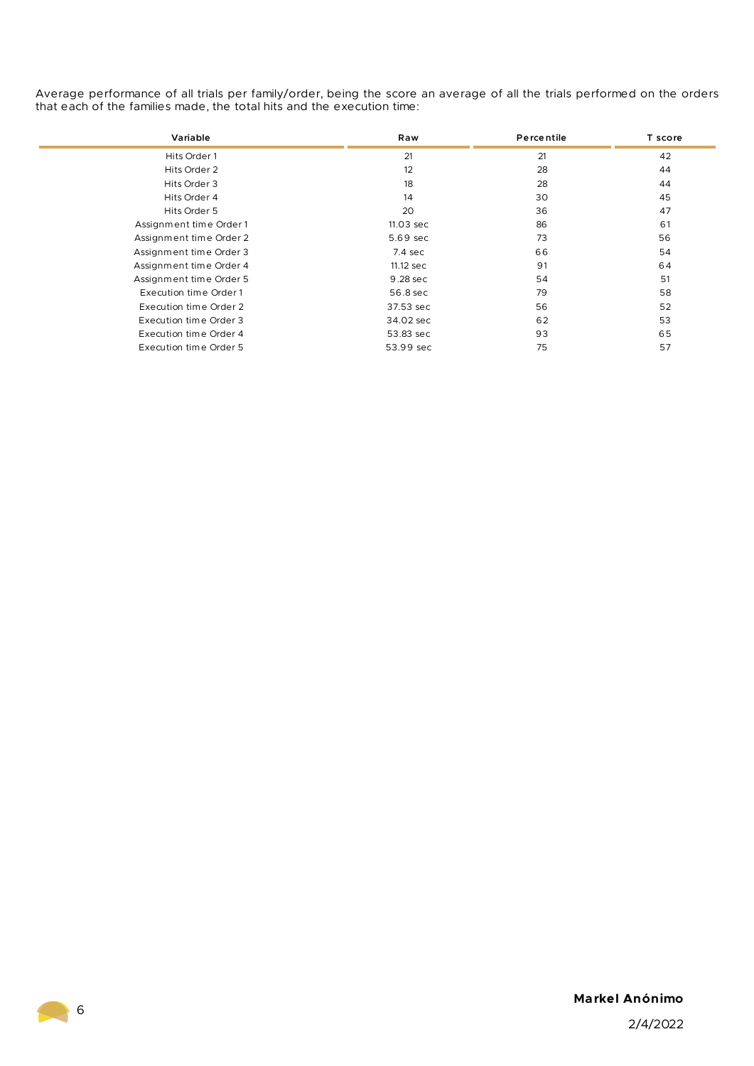Average performance of all trials per family/order, being the score an average of all the trials performed on the orders that each of the families made, the total hits and the execution time:

| Variable | Raw | Percentile | T score |
|---|---|---|---|
| Hits Order 1 | 21 | 21 | 42 |
| Hits Order 2 | 12 | 28 | 44 |
| Hits Order 3 | 18 | 28 | 44 |
| Hits Order 4 | 14 | 30 | 45 |
| Hits Order 5 | 20 | 36 | 47 |
| Assignment time Order 1 | 11.03 sec | 86 | 61 |
| Assignment time Order 2 | 5.69 sec | 73 | 56 |
| Assignment time Order 3 | 7.4 sec | 66 | 54 |
| Assignment time Order 4 | 11.12 sec | 91 | 64 |
| Assignment time Order 5 | 9.28 sec | 54 | 51 |
| Execution time Order 1 | 56.8 sec | 79 | 58 |
| Execution time Order 2 | 37.53 sec | 56 | 52 |
| Execution time Order 3 | 34.02 sec | 62 | 53 |
| Execution time Order 4 | 53.83 sec | 93 | 65 |
| Execution time Order 5 | 53.99 sec | 75 | 57 |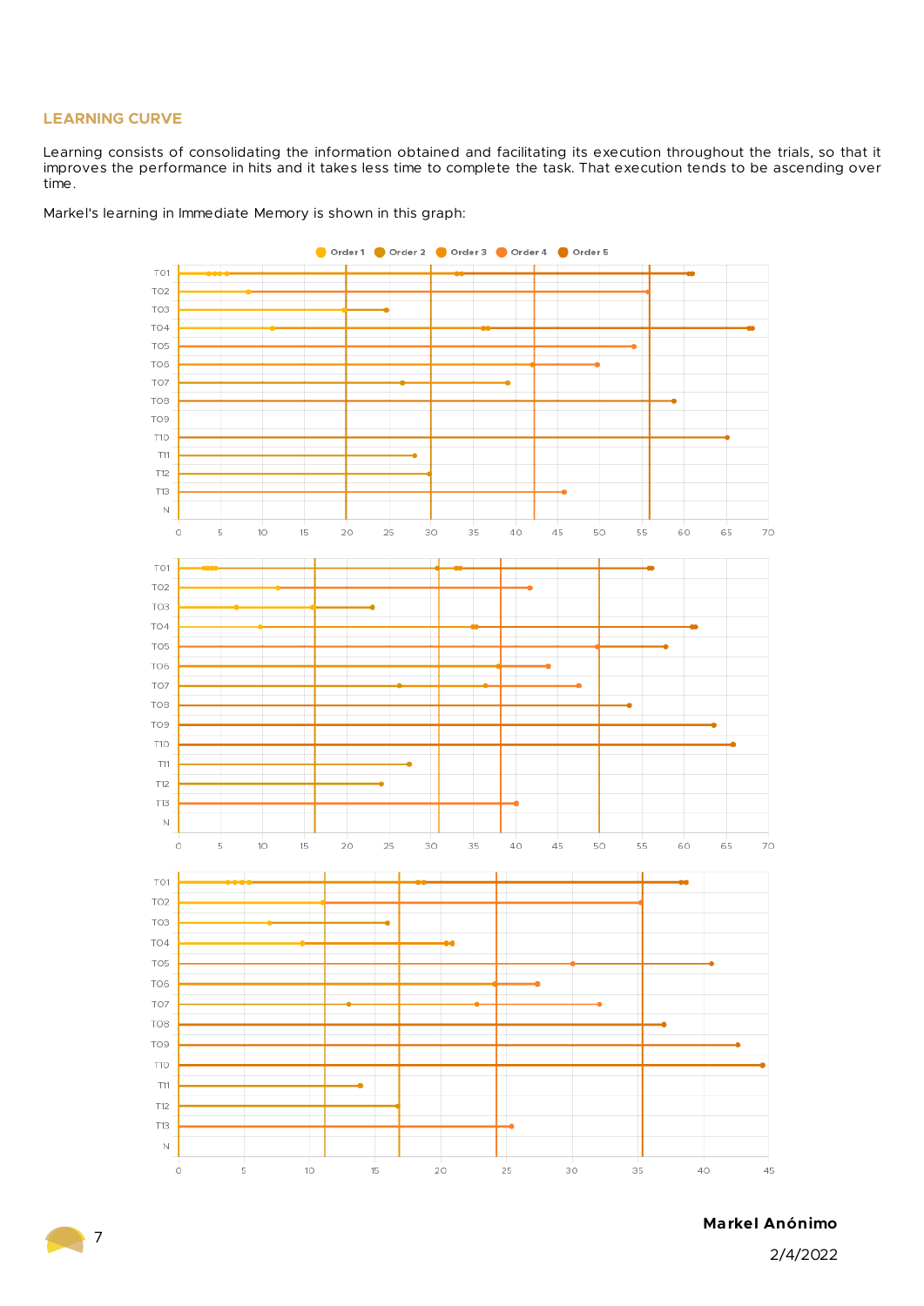## LEARNING CURVE

Learning consists of consolidating the information obtained and facilitating its execution throughout the trials, so that it improves the performance in hits and it takes less time to complete the task. That execution tends to be ascending over time.

Markel's learning in Immediate Memory is shown in this graph:

Order 1 Order 2 Order 3 Order 4 Order 5

**Markel Anónimo**

2/4/2022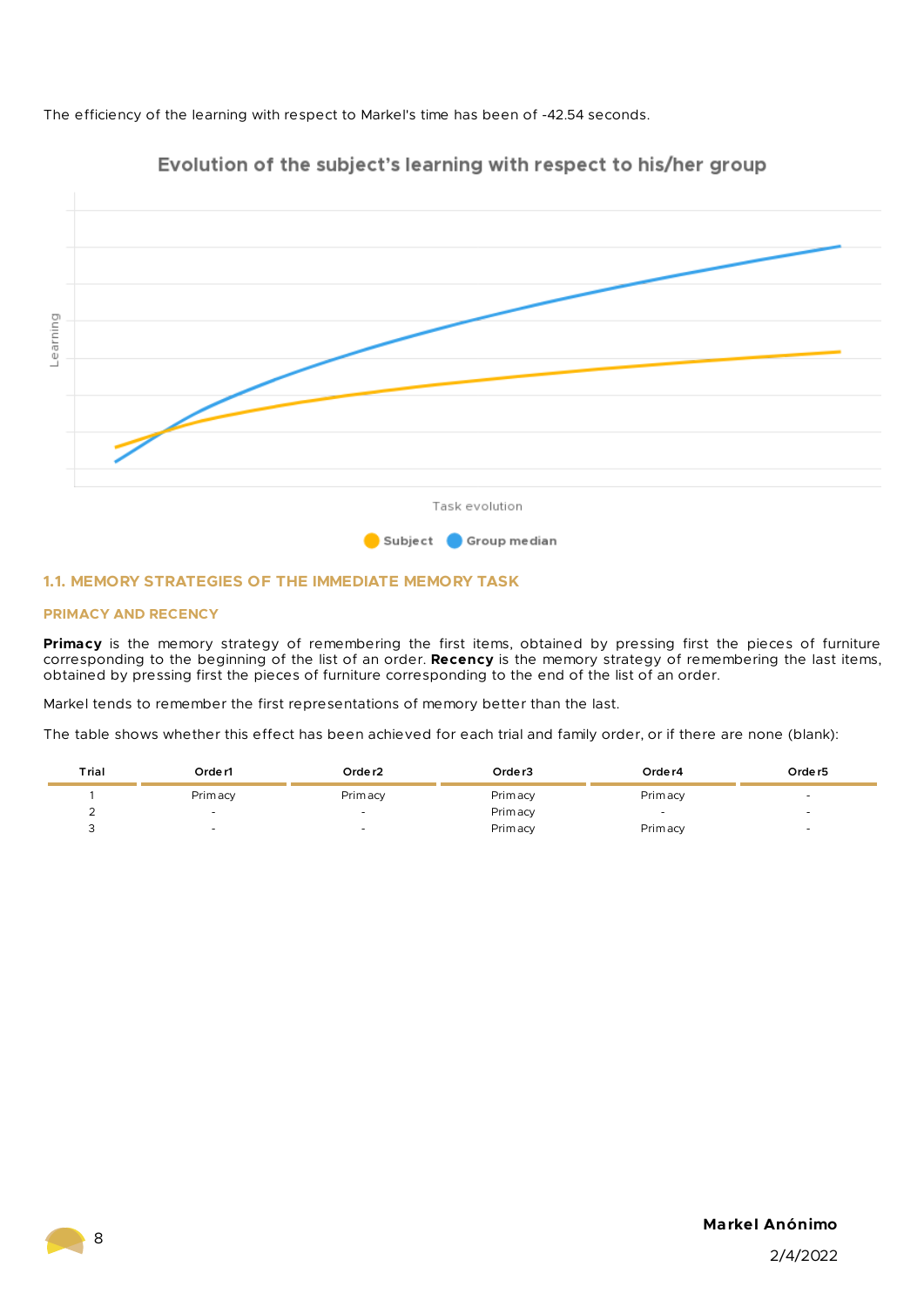The efficiency of the learning with respect to Markel's time has been of -42.54 seconds.

## 1.1. MEMORY STRATEGIES OF THE IMMEDIATE MEMORY TASK

### PRIMACY AND RECENCY

**Primacy** is the memory strategy of remembering the first items, obtained by pressing first the pieces of furniture corresponding to the beginning of the list of an order. **Recency** is the memory strategy of remembering the last items, obtained by pressing first the pieces of furniture corresponding to the end of the list of an order.

Markel tends to remember the first representations of memory better than the last.

The table shows whether this effect has been achieved for each trial and family order, or if there are none (blank):

| Trial | Order1 | Order2 | Order3 | Order4 | Order5 |
|---|---|---|---|---|---|
| 1 | Primacy | Primacy | Primacy | Primacy | - |
| 2 | - | - | Primacy | - | - |
| 3 | - | - | Primacy | Primacy | - |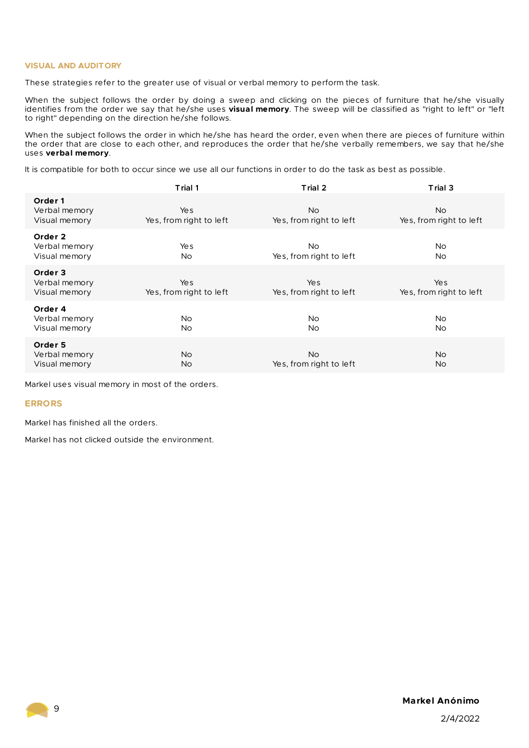## VISUAL AND AUDITORY

These strategies refer to the greater use of visual or verbal memory to perform the task.

When the subject follows the order by doing a sweep and clicking on the pieces of furniture that he/she visually identifies from the order we say that he/she uses **visual memory**. The sweep will be classified as "right to left" or "left to right" depending on the direction he/she follows.

When the subject follows the order in which he/she has heard the order, even when there are pieces of furniture within the order that are close to each other, and reproduces the order that he/she verbally remembers, we say that he/she uses **verbal memory**.

It is compatible for both to occur since we use all our functions in order to do the task as best as possible.

| | Trial 1 | Trial 2 | Trial 3 |
|---|---|---|---|
| **Order 1** | | | |
| Verbal memory | Yes | No | No |
| Visual memory | Yes, from right to left | Yes, from right to left | Yes, from right to left |
| **Order 2** | | | |
| Verbal memory | Yes | No | No |
| Visual memory | No | Yes, from right to left | No |
| **Order 3** | | | |
| Verbal memory | Yes | Yes | Yes |
| Visual memory | Yes, from right to left | Yes, from right to left | Yes, from right to left |
| **Order 4** | | | |
| Verbal memory | No | No | No |
| Visual memory | No | No | No |
| **Order 5** | | | |
| Verbal memory | No | No | No |
| Visual memory | No | Yes, from right to left | No |

Markel uses visual memory in most of the orders.

## ERRORS

Markel has finished all the orders.

Markel has not clicked outside the environment.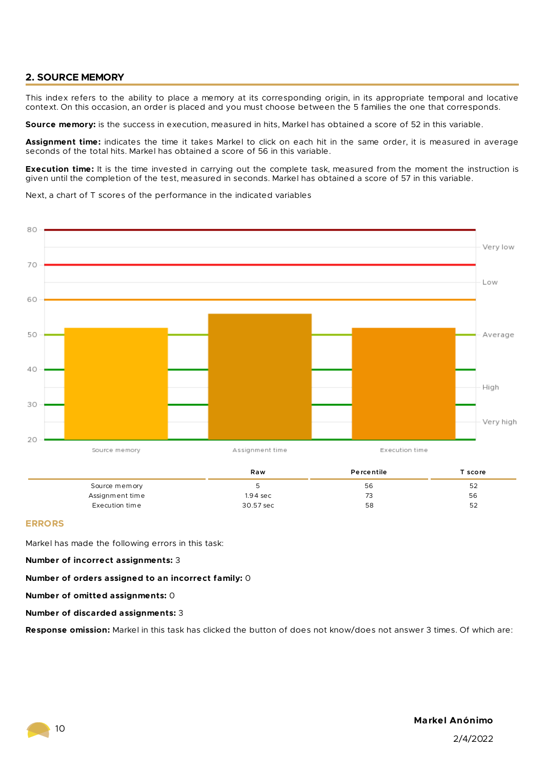## 2. SOURCE MEMORY

This index refers to the ability to place a memory at its corresponding origin, in its appropriate temporal and locative context. On this occasion, an order is placed and you must choose between the 5 families the one that corresponds.

**Source memory:** is the success in execution, measured in hits, Markel has obtained a score of 52 in this variable.

**Assignment time:** indicates the time it takes Markel to click on each hit in the same order, it is measured in average seconds of the total hits. Markel has obtained a score of 56 in this variable.

**Execution time:** It is the time invested in carrying out the complete task, measured from the moment the instruction is given until the completion of the test, measured in seconds. Markel has obtained a score of 57 in this variable.

Next, a chart of T scores of the performance in the indicated variables

| | Raw | Percentile | T score |
|---|---|---|---|
| Source memory | 5 | 56 | 52 |
| Assignment time | 1.94 sec | 73 | 56 |
| Execution time | 30.57 sec | 58 | 52 |

### ERRORS

Markel has made the following errors in this task:

**Number of incorrect assignments:** 3

**Number of orders assigned to an incorrect family:** 0

**Number of omitted assignments:** 0

**Number of discarded assignments:** 3

**Response omission:** Markel in this task has clicked the button of does not know/does not answer 3 times. Of which are:

Markel Anónimo

2/4/2022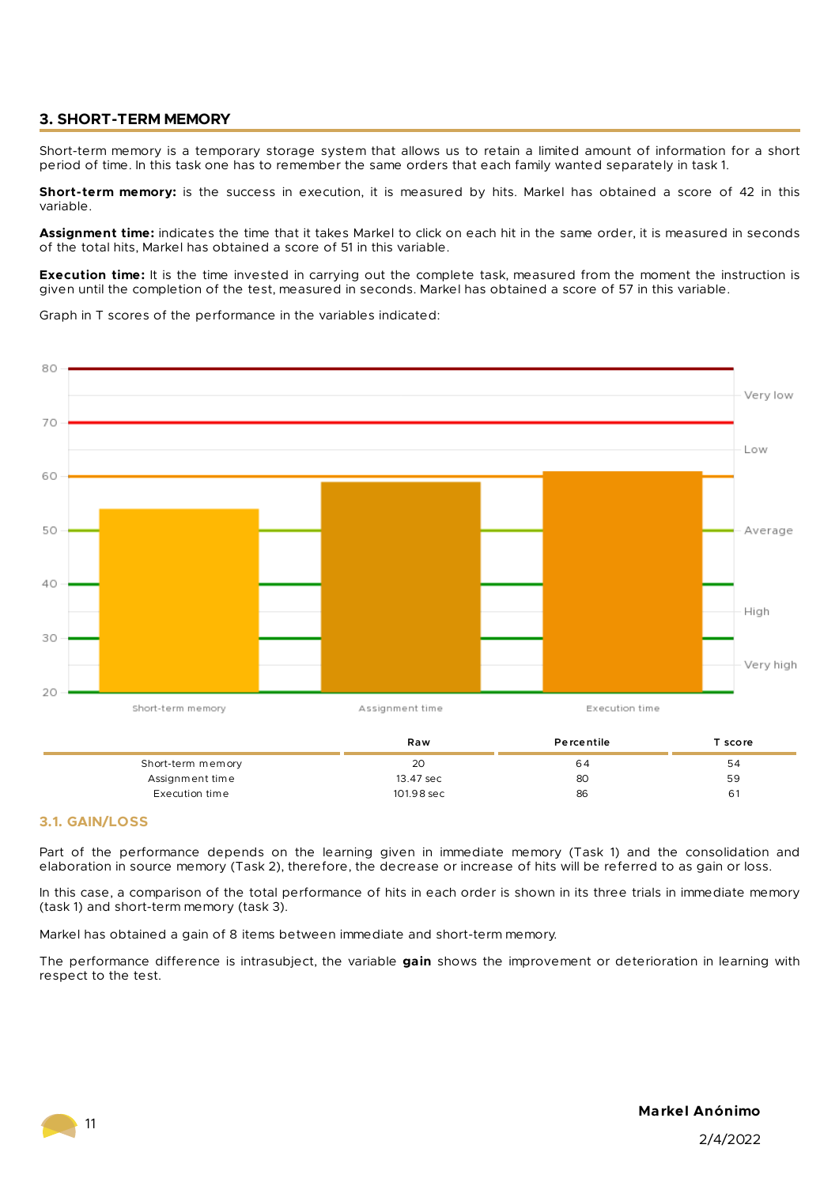## 3. SHORT-TERM MEMORY

Short-term memory is a temporary storage system that allows us to retain a limited amount of information for a short period of time. In this task one has to remember the same orders that each family wanted separately in task 1.

**Short-term memory:** is the success in execution, it is measured by hits. Markel has obtained a score of 42 in this variable.

**Assignment time:** indicates the time that it takes Markel to click on each hit in the same order, it is measured in seconds of the total hits, Markel has obtained a score of 51 in this variable.

**Execution time:** It is the time invested in carrying out the complete task, measured from the moment the instruction is given until the completion of the test, measured in seconds. Markel has obtained a score of 57 in this variable.

Graph in T scores of the performance in the variables indicated:

| | Raw | Percentile | T score |
|---|---|---|---|
| Short-term memory | 20 | 64 | 54 |
| Assignment time | 13.47 sec | 80 | 59 |
| Execution time | 101.98 sec | 86 | 61 |

### 3.1. GAIN/LOSS

Part of the performance depends on the learning given in immediate memory (Task 1) and the consolidation and elaboration in source memory (Task 2), therefore, the decrease or increase of hits will be referred to as gain or loss.

In this case, a comparison of the total performance of hits in each order is shown in its three trials in immediate memory (task 1) and short-term memory (task 3).

Markel has obtained a gain of 8 items between immediate and short-term memory.

The performance difference is intrasubject, the variable **gain** shows the improvement or deterioration in learning with respect to the test.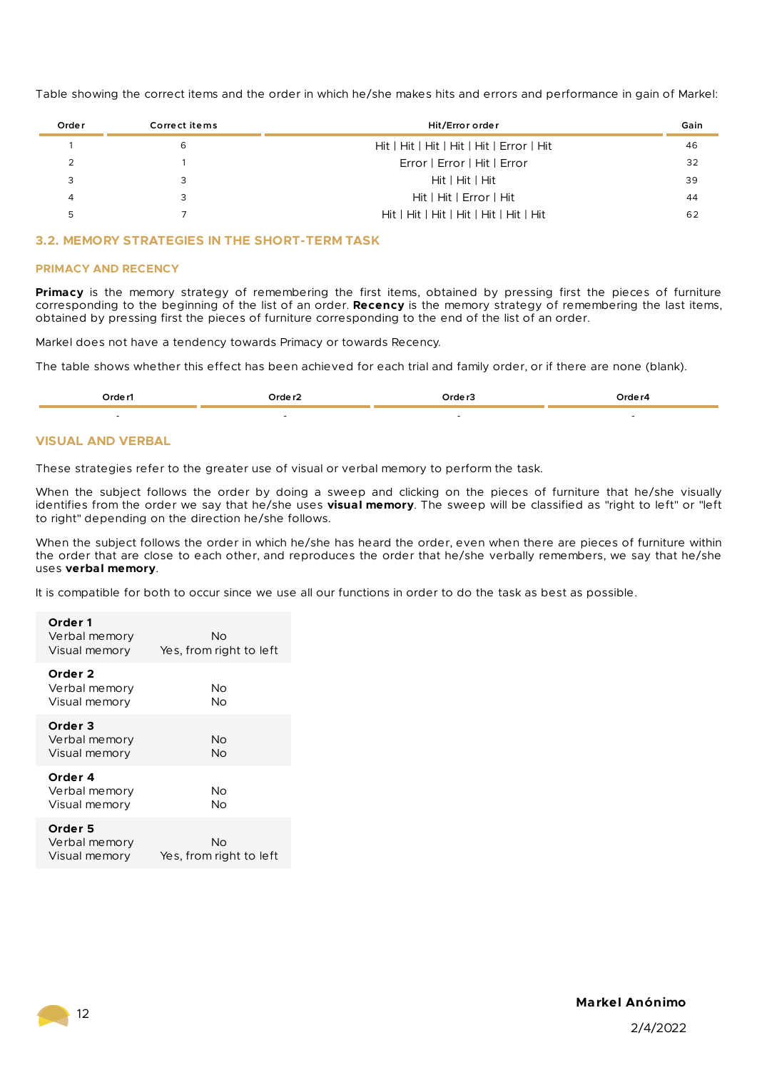Table showing the correct items and the order in which he/she makes hits and errors and performance in gain of Markel:

| Order | Correct items | Hit/Error order | Gain |
|---|---|---|---|
| 1 | 6 | Hit \| Hit \| Hit \| Hit \| Hit \| Error \| Hit | 46 |
| 2 | 1 | Error \| Error \| Hit \| Error | 32 |
| 3 | 3 | Hit \| Hit \| Hit | 39 |
| 4 | 3 | Hit \| Hit \| Error \| Hit | 44 |
| 5 | 7 | Hit \| Hit \| Hit \| Hit \| Hit \| Hit \| Hit | 62 |

## 3.2. MEMORY STRATEGIES IN THE SHORT-TERM TASK

### PRIMACY AND RECENCY

**Primacy** is the memory strategy of remembering the first items, obtained by pressing first the pieces of furniture corresponding to the beginning of the list of an order. **Recency** is the memory strategy of remembering the last items, obtained by pressing first the pieces of furniture corresponding to the end of the list of an order.

Markel does not have a tendency towards Primacy or towards Recency.

The table shows whether this effect has been achieved for each trial and family order, or if there are none (blank).

| Order1 | Order2 | Order3 | Order4 |
|---|---|---|---|
| - | - | - | - |

### VISUAL AND VERBAL

These strategies refer to the greater use of visual or verbal memory to perform the task.

When the subject follows the order by doing a sweep and clicking on the pieces of furniture that he/she visually identifies from the order we say that he/she uses **visual memory**. The sweep will be classified as "right to left" or "left to right" depending on the direction he/she follows.

When the subject follows the order in which he/she has heard the order, even when there are pieces of furniture within the order that are close to each other, and reproduces the order that he/she verbally remembers, we say that he/she uses **verbal memory**.

It is compatible for both to occur since we use all our functions in order to do the task as best as possible.

| | |
|---|---|
| **Order 1** | |
| Verbal memory | No |
| Visual memory | Yes, from right to left |
| **Order 2** | |
| Verbal memory | No |
| Visual memory | No |
| **Order 3** | |
| Verbal memory | No |
| Visual memory | No |
| **Order 4** | |
| Verbal memory | No |
| Visual memory | No |
| **Order 5** | |
| Verbal memory | No |
| Visual memory | Yes, from right to left |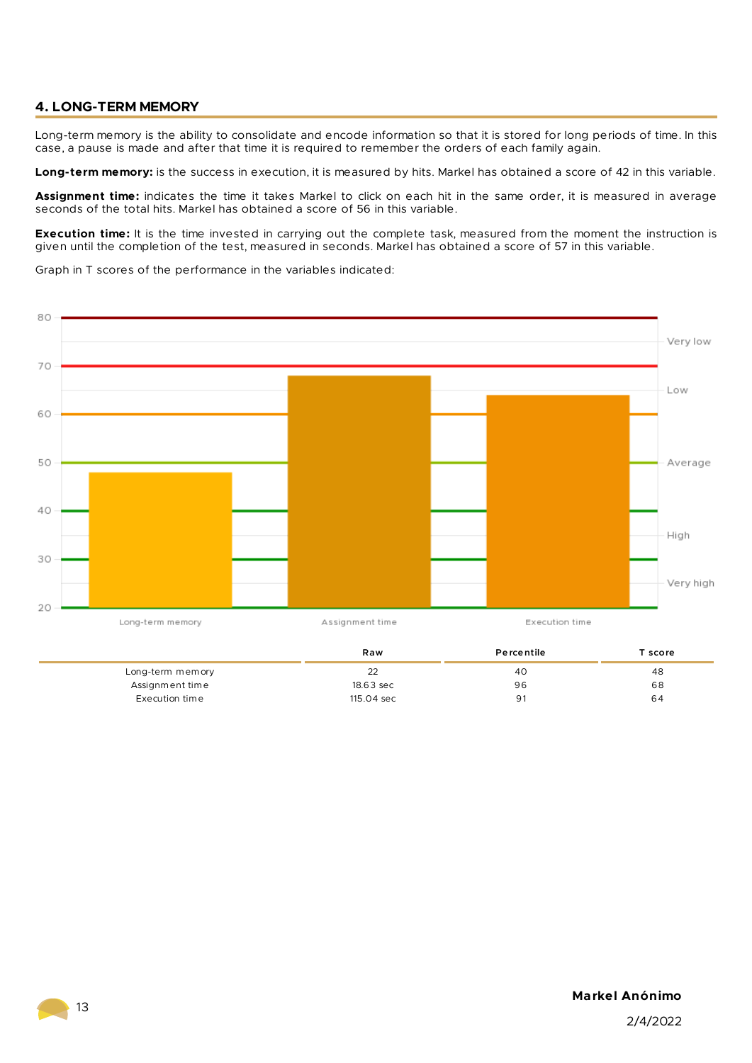## 4. LONG-TERM MEMORY

Long-term memory is the ability to consolidate and encode information so that it is stored for long periods of time. In this case, a pause is made and after that time it is required to remember the orders of each family again.

**Long-term memory:** is the success in execution, it is measured by hits. Markel has obtained a score of 42 in this variable.

**Assignment time:** indicates the time it takes Markel to click on each hit in the same order, it is measured in average seconds of the total hits. Markel has obtained a score of 56 in this variable.

**Execution time:** It is the time invested in carrying out the complete task, measured from the moment the instruction is given until the completion of the test, measured in seconds. Markel has obtained a score of 57 in this variable.

Graph in T scores of the performance in the variables indicated:

| | Raw | Percentile | T score |
|---|---|---|---|
| Long-term memory | 22 | 40 | 48 |
| Assignment time | 18.63 sec | 96 | 68 |
| Execution time | 115.04 sec | 91 | 64 |

**Markel Anónimo**

2/4/2022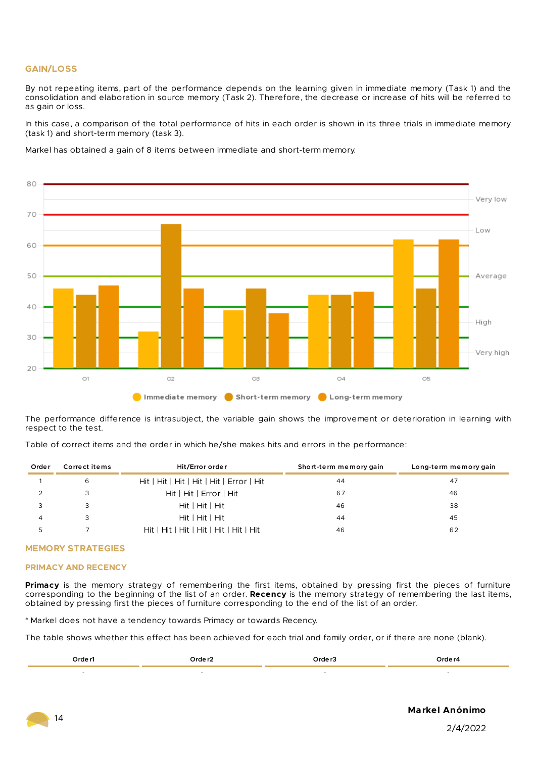## GAIN/LOSS

By not repeating items, part of the performance depends on the learning given in immediate memory (Task 1) and the consolidation and elaboration in source memory (Task 2). Therefore, the decrease or increase of hits will be referred to as gain or loss.

In this case, a comparison of the total performance of hits in each order is shown in its three trials in immediate memory (task 1) and short-term memory (task 3).

Markel has obtained a gain of 8 items between immediate and short-term memory.

The performance difference is intrasubject, the variable gain shows the improvement or deterioration in learning with respect to the test.

Table of correct items and the order in which he/she makes hits and errors in the performance:

| Order | Correct items | Hit/Error order | Short-term memory gain | Long-term memory gain |
|---|---|---|---|---|
| 1 | 6 | Hit \| Hit \| Hit \| Hit \| Hit \| Error \| Hit | 44 | 47 |
| 2 | 3 | Hit \| Hit \| Error \| Hit | 67 | 46 |
| 3 | 3 | Hit \| Hit \| Hit | 46 | 38 |
| 4 | 3 | Hit \| Hit \| Hit | 44 | 45 |
| 5 | 7 | Hit \| Hit \| Hit \| Hit \| Hit \| Hit \| Hit | 46 | 62 |

## MEMORY STRATEGIES

### PRIMACY AND RECENCY

**Primacy** is the memory strategy of remembering the first items, obtained by pressing first the pieces of furniture corresponding to the beginning of the list of an order. **Recency** is the memory strategy of remembering the last items, obtained by pressing first the pieces of furniture corresponding to the end of the list of an order.

* Markel does not have a tendency towards Primacy or towards Recency.

The table shows whether this effect has been achieved for each trial and family order, or if there are none (blank).

| Order1 | Order2 | Order3 | Order4 |
|---|---|---|---|
| - | - | - | - |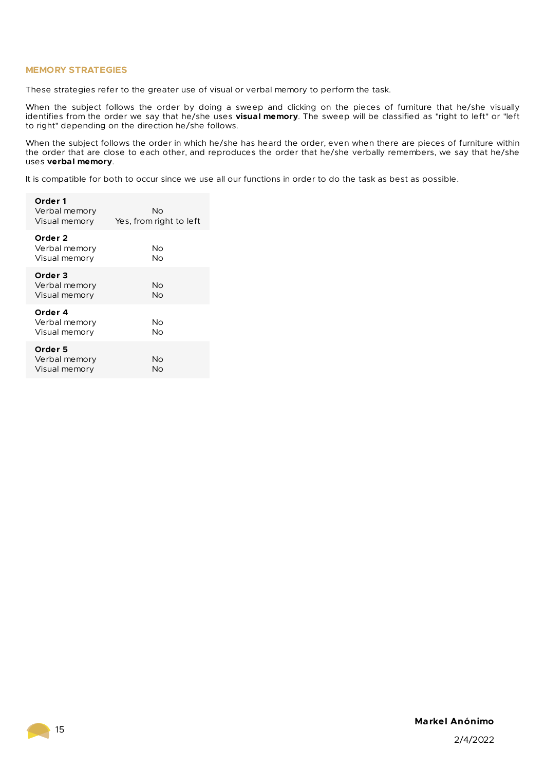## MEMORY STRATEGIES

These strategies refer to the greater use of visual or verbal memory to perform the task.

When the subject follows the order by doing a sweep and clicking on the pieces of furniture that he/she visually identifies from the order we say that he/she uses **visual memory**. The sweep will be classified as "right to left" or "left to right" depending on the direction he/she follows.

When the subject follows the order in which he/she has heard the order, even when there are pieces of furniture within the order that are close to each other, and reproduces the order that he/she verbally remembers, we say that he/she uses **verbal memory**.

It is compatible for both to occur since we use all our functions in order to do the task as best as possible.

| | |
|---|---|
| **Order 1** | |
| Verbal memory | No |
| Visual memory | Yes, from right to left |
| **Order 2** | |
| Verbal memory | No |
| Visual memory | No |
| **Order 3** | |
| Verbal memory | No |
| Visual memory | No |
| **Order 4** | |
| Verbal memory | No |
| Visual memory | No |
| **Order 5** | |
| Verbal memory | No |
| Visual memory | No |

**Markel Anónimo**

2/4/2022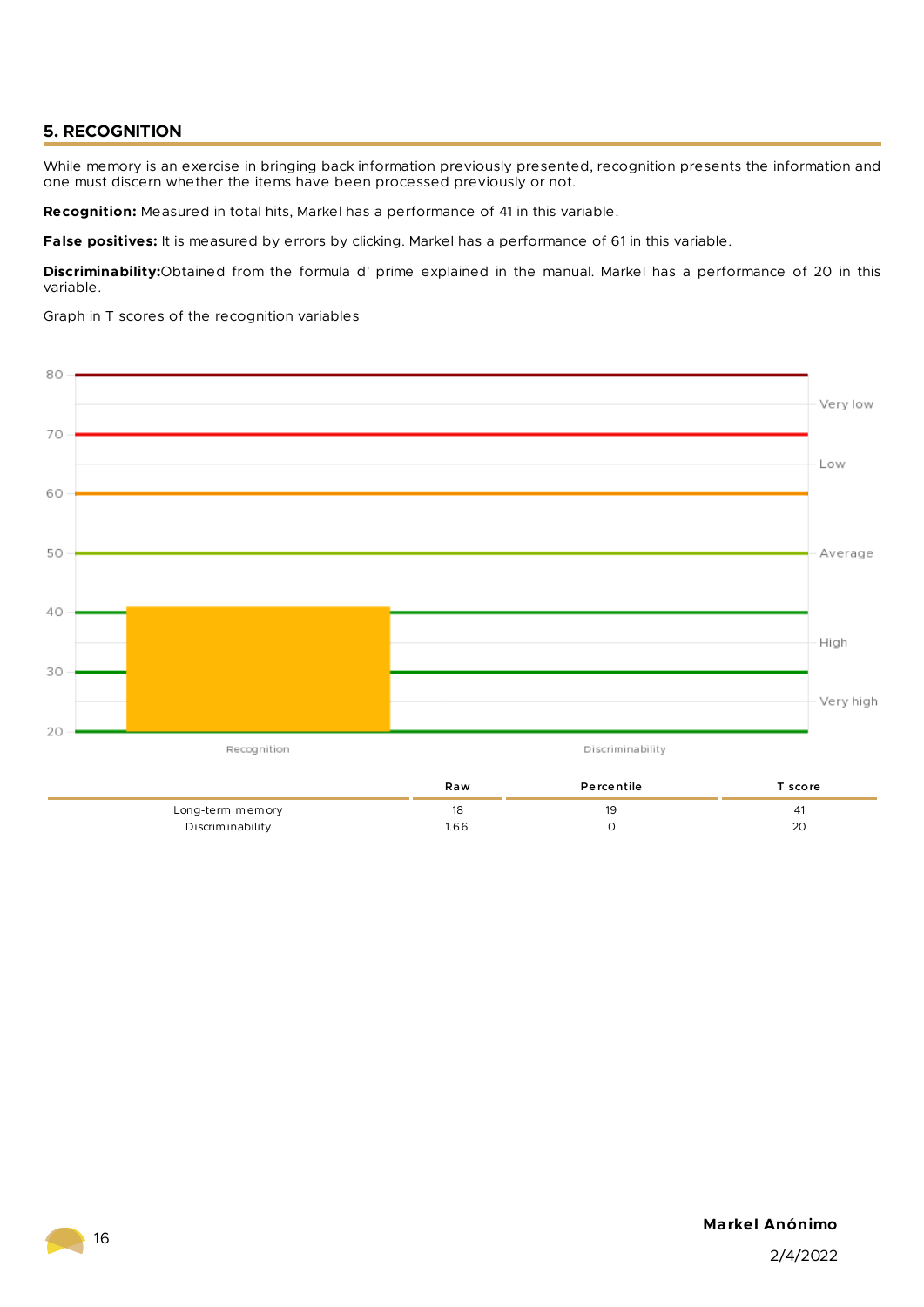## 5. RECOGNITION

While memory is an exercise in bringing back information previously presented, recognition presents the information and one must discern whether the items have been processed previously or not.

**Recognition:** Measured in total hits, Markel has a performance of 41 in this variable.

**False positives:** It is measured by errors by clicking. Markel has a performance of 61 in this variable.

**Discriminability:** Obtained from the formula d' prime explained in the manual. Markel has a performance of 20 in this variable.

Graph in T scores of the recognition variables

| | Raw | Percentile | T score |
|---|---|---|---|
| Long-term memory | 18 | 19 | 41 |
| Discriminability | 1.66 | 0 | 20 |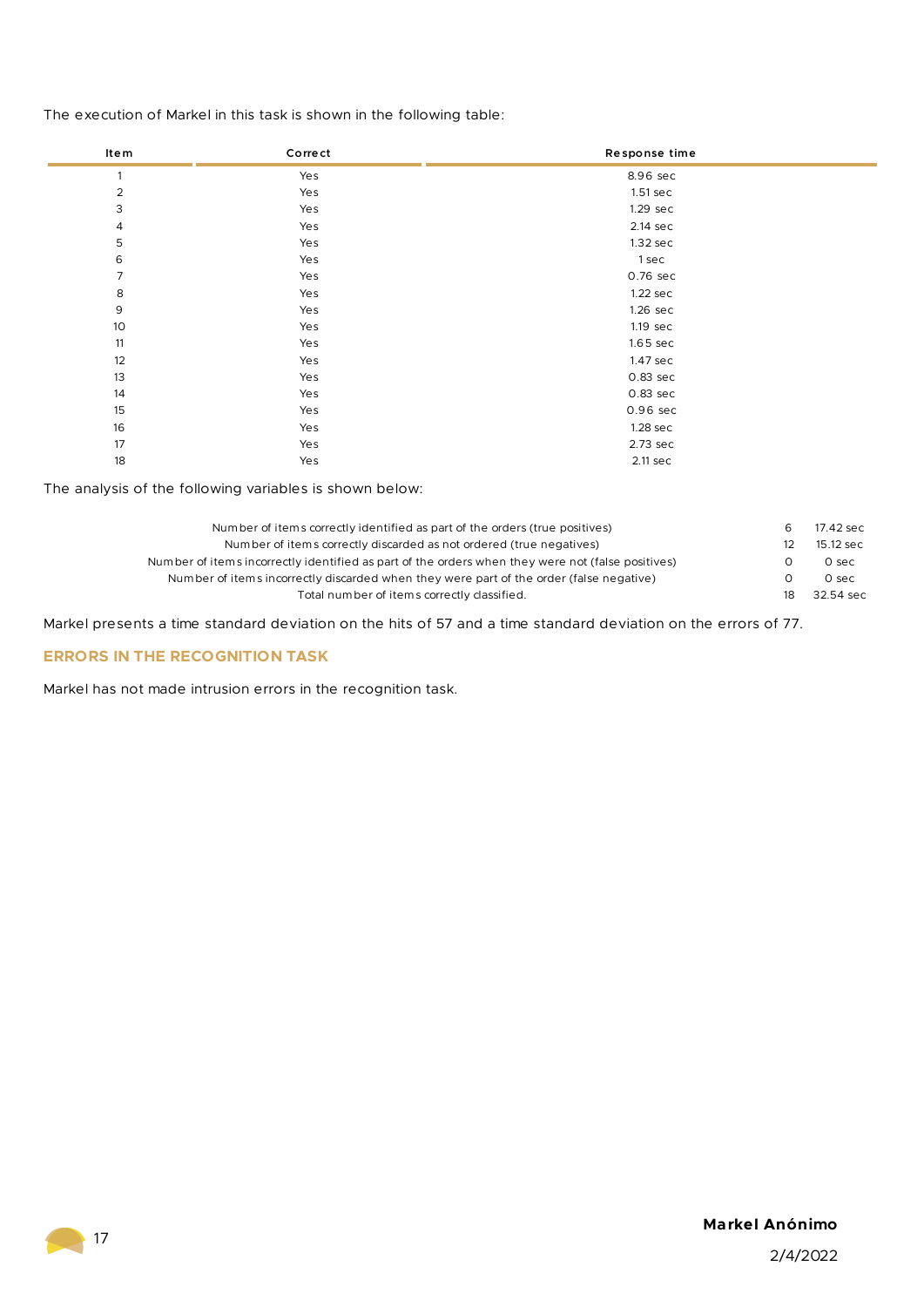The execution of Markel in this task is shown in the following table:

| Item | Correct | Response time |
|---|---|---|
| 1 | Yes | 8.96 sec |
| 2 | Yes | 1.51 sec |
| 3 | Yes | 1.29 sec |
| 4 | Yes | 2.14 sec |
| 5 | Yes | 1.32 sec |
| 6 | Yes | 1 sec |
| 7 | Yes | 0.76 sec |
| 8 | Yes | 1.22 sec |
| 9 | Yes | 1.26 sec |
| 10 | Yes | 1.19 sec |
| 11 | Yes | 1.65 sec |
| 12 | Yes | 1.47 sec |
| 13 | Yes | 0.83 sec |
| 14 | Yes | 0.83 sec |
| 15 | Yes | 0.96 sec |
| 16 | Yes | 1.28 sec |
| 17 | Yes | 2.73 sec |
| 18 | Yes | 2.11 sec |

The analysis of the following variables is shown below:

| | | |
|---|---|---|
| Number of items correctly identified as part of the orders (true positives) | 6 | 17.42 sec |
| Number of items correctly discarded as not ordered (true negatives) | 12 | 15.12 sec |
| Number of items incorrectly identified as part of the orders when they were not (false positives) | 0 | 0 sec |
| Number of items incorrectly discarded when they were part of the order (false negative) | 0 | 0 sec |
| Total number of items correctly classified. | 18 | 32.54 sec |

Markel presents a time standard deviation on the hits of 57 and a time standard deviation on the errors of 77.

## ERRORS IN THE RECOGNITION TASK

Markel has not made intrusion errors in the recognition task.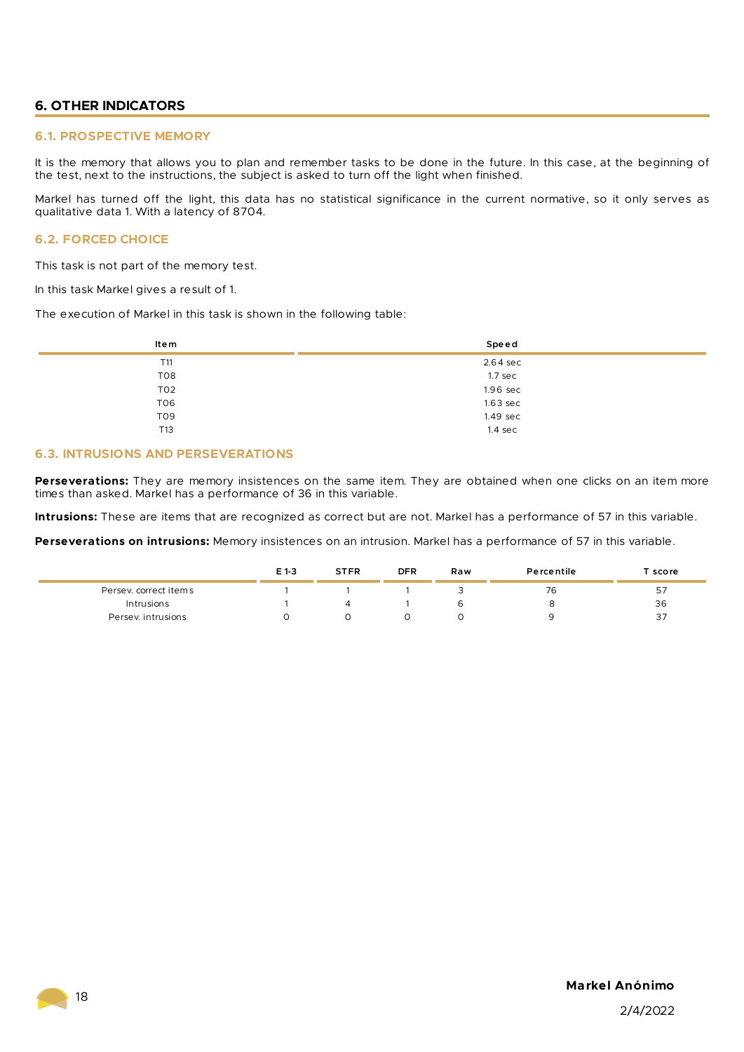## 6. OTHER INDICATORS

### 6.1. PROSPECTIVE MEMORY

It is the memory that allows you to plan and remember tasks to be done in the future. In this case, at the beginning of the test, next to the instructions, the subject is asked to turn off the light when finished.

Markel has turned off the light, this data has no statistical significance in the current normative, so it only serves as qualitative data 1. With a latency of 8704.

### 6.2. FORCED CHOICE

This task is not part of the memory test.

In this task Markel gives a result of 1.

The execution of Markel in this task is shown in the following table:

| Item | Speed |
|---|---|
| T11 | 2.64 sec |
| T08 | 1.7 sec |
| T02 | 1.96 sec |
| T06 | 1.63 sec |
| T09 | 1.49 sec |
| T13 | 1.4 sec |

### 6.3. INTRUSIONS AND PERSEVERATIONS

**Perseverations:** They are memory insistences on the same item. They are obtained when one clicks on an item more times than asked. Markel has a performance of 36 in this variable.

**Intrusions:** These are items that are recognized as correct but are not. Markel has a performance of 57 in this variable.

**Perseverations on intrusions:** Memory insistences on an intrusion. Markel has a performance of 57 in this variable.

| | E 1-3 | STFR | DFR | Raw | Percentile | T score |
|---|---|---|---|---|---|---|
| Persev. correct items | 1 | 1 | 1 | 3 | 76 | 57 |
| Intrusions | 1 | 4 | 1 | 6 | 8 | 36 |
| Persev. intrusions | 0 | 0 | 0 | 0 | 9 | 37 |

**Markel Anónimo**

2/4/2022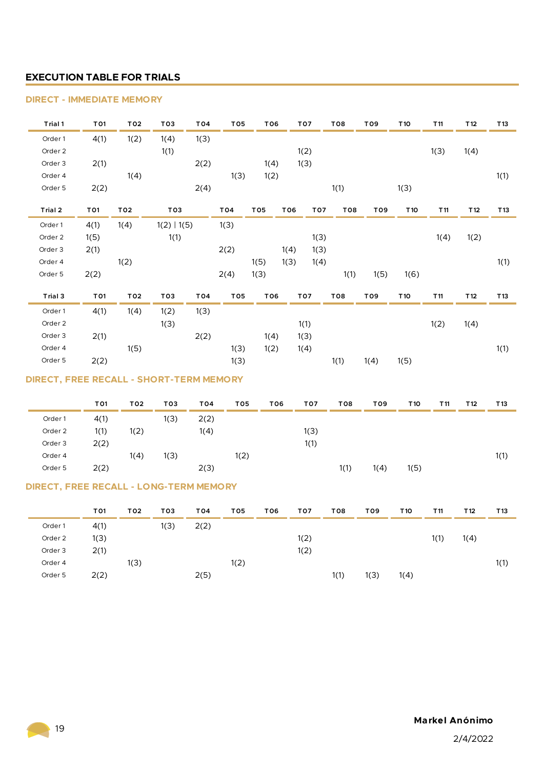## EXECUTION TABLE FOR TRIALS

### DIRECT - IMMEDIATE MEMORY

| Trial 1 | T01 | T02 | T03 | T04 | T05 | T06 | T07 | T08 | T09 | T10 | T11 | T12 | T13 |
|---|---|---|---|---|---|---|---|---|---|---|---|---|---|
| Order 1 | 4(1) | 1(2) | 1(4) | 1(3) | | | | | | | | | |
| Order 2 | | | 1(1) | | | | 1(2) | | | | 1(3) | 1(4) | |
| Order 3 | 2(1) | | | 2(2) | | 1(4) | 1(3) | | | | | | |
| Order 4 | | 1(4) | | | 1(3) | 1(2) | | | | | | | 1(1) |
| Order 5 | 2(2) | | | 2(4) | | | | 1(1) | | 1(3) | | | |

| Trial 2 | T01 | T02 | T03 | T04 | T05 | T06 | T07 | T08 | T09 | T10 | T11 | T12 | T13 |
|---|---|---|---|---|---|---|---|---|---|---|---|---|---|
| Order 1 | 4(1) | 1(4) | 1(2) \| 1(5) | 1(3) | | | | | | | | | |
| Order 2 | 1(5) | | 1(1) | | | | 1(3) | | | | 1(4) | 1(2) | |
| Order 3 | 2(1) | | | 2(2) | | 1(4) | 1(3) | | | | | | |
| Order 4 | | 1(2) | | | 1(5) | 1(3) | 1(4) | | | | | | 1(1) |
| Order 5 | 2(2) | | | 2(4) | 1(3) | | | 1(1) | 1(5) | 1(6) | | | |

| Trial 3 | T01 | T02 | T03 | T04 | T05 | T06 | T07 | T08 | T09 | T10 | T11 | T12 | T13 |
|---|---|---|---|---|---|---|---|---|---|---|---|---|---|
| Order 1 | 4(1) | 1(4) | 1(2) | 1(3) | | | | | | | | | |
| Order 2 | | | 1(3) | | | | 1(1) | | | | 1(2) | 1(4) | |
| Order 3 | 2(1) | | | 2(2) | | 1(4) | 1(3) | | | | | | |
| Order 4 | | 1(5) | | | 1(3) | 1(2) | 1(4) | | | | | | 1(1) |
| Order 5 | 2(2) | | | | 1(3) | | | 1(1) | 1(4) | 1(5) | | | |

### DIRECT, FREE RECALL - SHORT-TERM MEMORY

| | T01 | T02 | T03 | T04 | T05 | T06 | T07 | T08 | T09 | T10 | T11 | T12 | T13 |
|---|---|---|---|---|---|---|---|---|---|---|---|---|---|
| Order 1 | 4(1) | | 1(3) | 2(2) | | | | | | | | | |
| Order 2 | 1(1) | 1(2) | | 1(4) | | | 1(3) | | | | | | |
| Order 3 | 2(2) | | | | | | 1(1) | | | | | | |
| Order 4 | | 1(4) | 1(3) | | 1(2) | | | | | | | | 1(1) |
| Order 5 | 2(2) | | | 2(3) | | | | 1(1) | 1(4) | 1(5) | | | |

### DIRECT, FREE RECALL - LONG-TERM MEMORY

| | T01 | T02 | T03 | T04 | T05 | T06 | T07 | T08 | T09 | T10 | T11 | T12 | T13 |
|---|---|---|---|---|---|---|---|---|---|---|---|---|---|
| Order 1 | 4(1) | | 1(3) | 2(2) | | | | | | | | | |
| Order 2 | 1(3) | | | | | | 1(2) | | | | 1(1) | 1(4) | |
| Order 3 | 2(1) | | | | | | 1(2) | | | | | | |
| Order 4 | | 1(3) | | | 1(2) | | | | | | | | 1(1) |
| Order 5 | 2(2) | | | 2(5) | | | | 1(1) | 1(3) | 1(4) | | | |

**Markel Anónimo**

2/4/2022